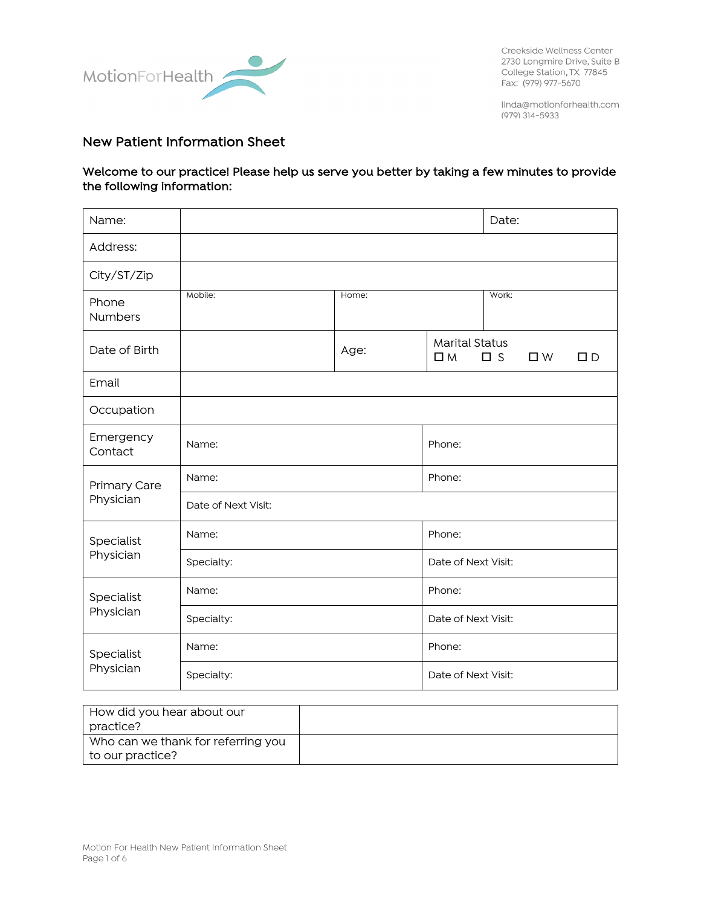MotionForHealth

Creekside Wellness Center
2730 Longmire Drive, Suite B
College Station, TX 77845
Fax: (979) 977-5670

linda@motionforhealth.com
(979) 314-5933

## New Patient Information Sheet

**Welcome to our practice! Please help us serve you better by taking a few minutes to provide the following information:**

| | | | |
|---|---|---|---|
| Name: | | | Date: |
| Address: | | | |
| City/ST/Zip | | | |
| Phone Numbers | Mobile: | Home: | Work: |
| Date of Birth | | Age: | Marital Status ☐ M ☐ S ☐ W ☐ D |
| Email | | | |
| Occupation | | | |
| Emergency Contact | Name: | Phone: | |
| Primary Care Physician | Name: | Phone: | |
| | Date of Next Visit: | | |
| Specialist Physician | Name: | Phone: | |
| | Specialty: | Date of Next Visit: | |
| Specialist Physician | Name: | Phone: | |
| | Specialty: | Date of Next Visit: | |
| Specialist Physician | Name: | Phone: | |
| | Specialty: | Date of Next Visit: | |

| | |
|---|---|
| How did you hear about our practice? | |
| Who can we thank for referring you to our practice? | |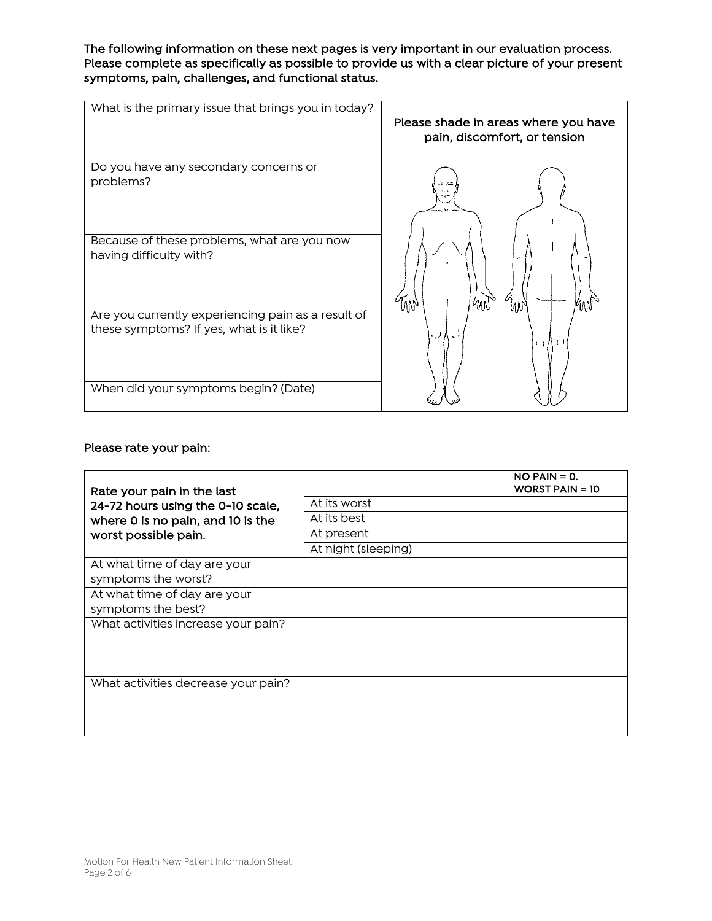**The following information on these next pages is very important in our evaluation process. Please complete as specifically as possible to provide us with a clear picture of your present symptoms, pain, challenges, and functional status.**

| | |
|---|---|
| What is the primary issue that brings you in today? | **Please shade in areas where you have pain, discomfort, or tension** |
| Do you have any secondary concerns or problems? | |
| Because of these problems, what are you now having difficulty with? | |
| Are you currently experiencing pain as a result of these symptoms? If yes, what is it like? | |
| When did your symptoms begin? (Date) | |

**Please rate your pain:**

| | | |
|---|---|---|
| **Rate your pain in the last 24-72 hours using the 0-10 scale, where 0 is no pain, and 10 is the worst possible pain.** | | **NO PAIN = 0. WORST PAIN = 10** |
| | At its worst | |
| | At its best | |
| | At present | |
| | At night (sleeping) | |
| At what time of day are your symptoms the worst? | | |
| At what time of day are your symptoms the best? | | |
| What activities increase your pain? | | |
| What activities decrease your pain? | | |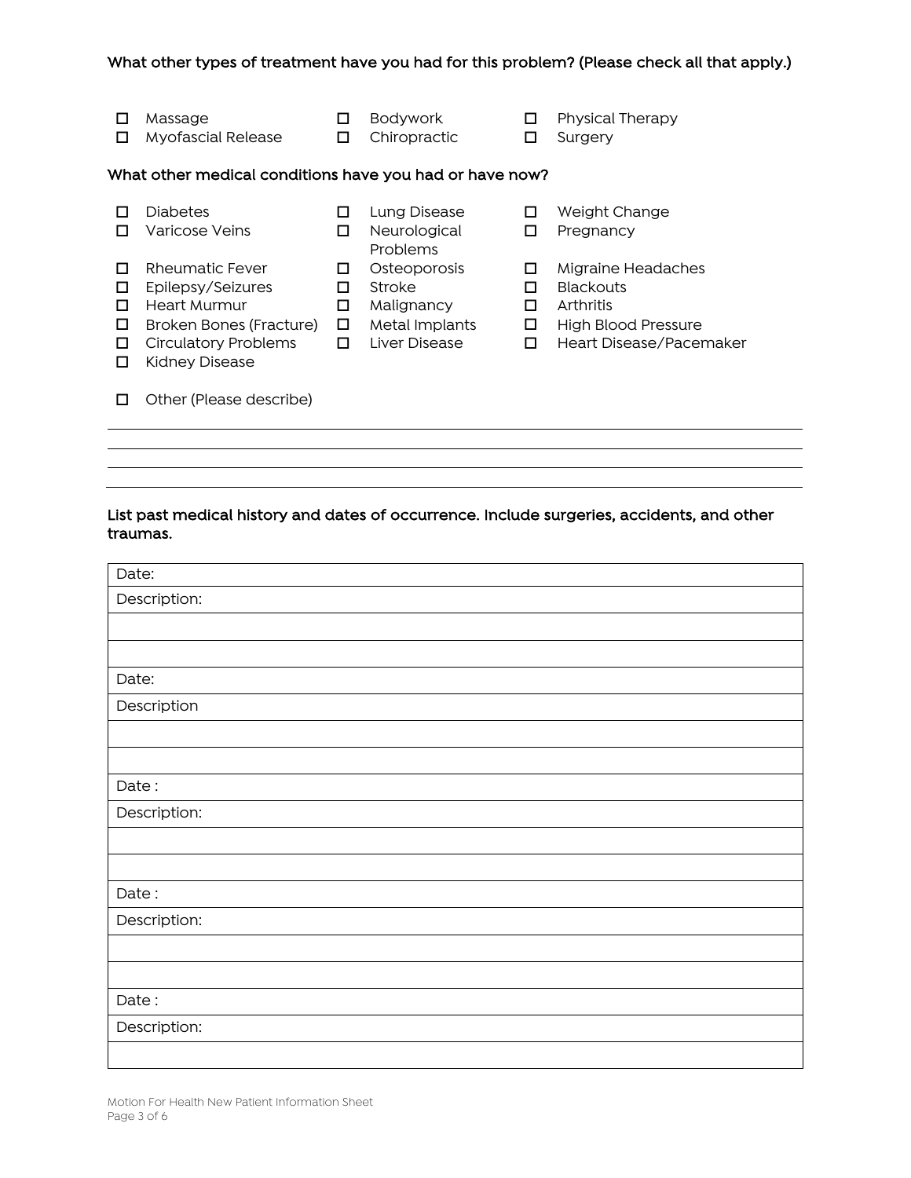**What other types of treatment have you had for this problem? (Please check all that apply.)**

- ☐ Massage
- ☐ Myofascial Release
- ☐ Bodywork
- ☐ Chiropractic
- ☐ Physical Therapy
- ☐ Surgery

**What other medical conditions have you had or have now?**

- ☐ Diabetes
- ☐ Varicose Veins
- ☐ Rheumatic Fever
- ☐ Epilepsy/Seizures
- ☐ Heart Murmur
- ☐ Broken Bones (Fracture)
- ☐ Circulatory Problems
- ☐ Kidney Disease
- ☐ Lung Disease
- ☐ Neurological Problems
- ☐ Osteoporosis
- ☐ Stroke
- ☐ Malignancy
- ☐ Metal Implants
- ☐ Liver Disease
- ☐ Weight Change
- ☐ Pregnancy
- ☐ Migraine Headaches
- ☐ Blackouts
- ☐ Arthritis
- ☐ High Blood Pressure
- ☐ Heart Disease/Pacemaker

- ☐ Other (Please describe)

______________________________________________________________________

______________________________________________________________________

______________________________________________________________________

**List past medical history and dates of occurrence. Include surgeries, accidents, and other traumas.**

| Date: |
|---|
| Description: |
| |
| |
| Date: |
| Description |
| |
| |
| Date : |
| Description: |
| |
| |
| Date : |
| Description: |
| |
| |
| Date : |
| Description: |
| |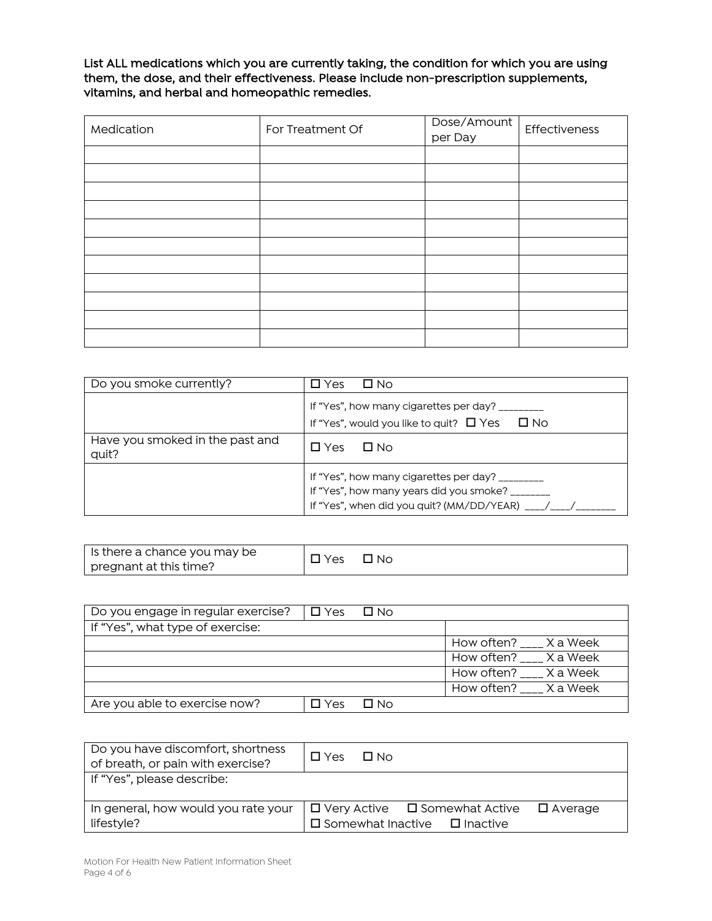**List ALL medications which you are currently taking, the condition for which you are using them, the dose, and their effectiveness. Please include non-prescription supplements, vitamins, and herbal and homeopathic remedies.**

| Medication | For Treatment Of | Dose/Amount per Day | Effectiveness |
|---|---|---|---|
| | | | |
| | | | |
| | | | |
| | | | |
| | | | |
| | | | |
| | | | |
| | | | |
| | | | |
| | | | |
| | | | |

| | |
|---|---|
| Do you smoke currently? | ☐ Yes ☐ No |
| | If "Yes", how many cigarettes per day? ________<br>If "Yes", would you like to quit? ☐ Yes ☐ No |
| Have you smoked in the past and quit? | ☐ Yes ☐ No |
| | If "Yes", how many cigarettes per day? ________<br>If "Yes", how many years did you smoke? _______<br>If "Yes", when did you quit? (MM/DD/YEAR) ___/___/_______ |

| | |
|---|---|
| Is there a chance you may be pregnant at this time? | ☐ Yes ☐ No |

| | | |
|---|---|---|
| Do you engage in regular exercise? | ☐ Yes ☐ No | |
| If "Yes", what type of exercise: | | |
| | | How often? ____ X a Week |
| | | How often? ____ X a Week |
| | | How often? ____ X a Week |
| | | How often? ____ X a Week |
| Are you able to exercise now? | ☐ Yes ☐ No | |

| | |
|---|---|
| Do you have discomfort, shortness of breath, or pain with exercise? | ☐ Yes ☐ No |
| If "Yes", please describe: | |
| In general, how would you rate your lifestyle? | ☐ Very Active ☐ Somewhat Active ☐ Average<br>☐ Somewhat Inactive ☐ Inactive |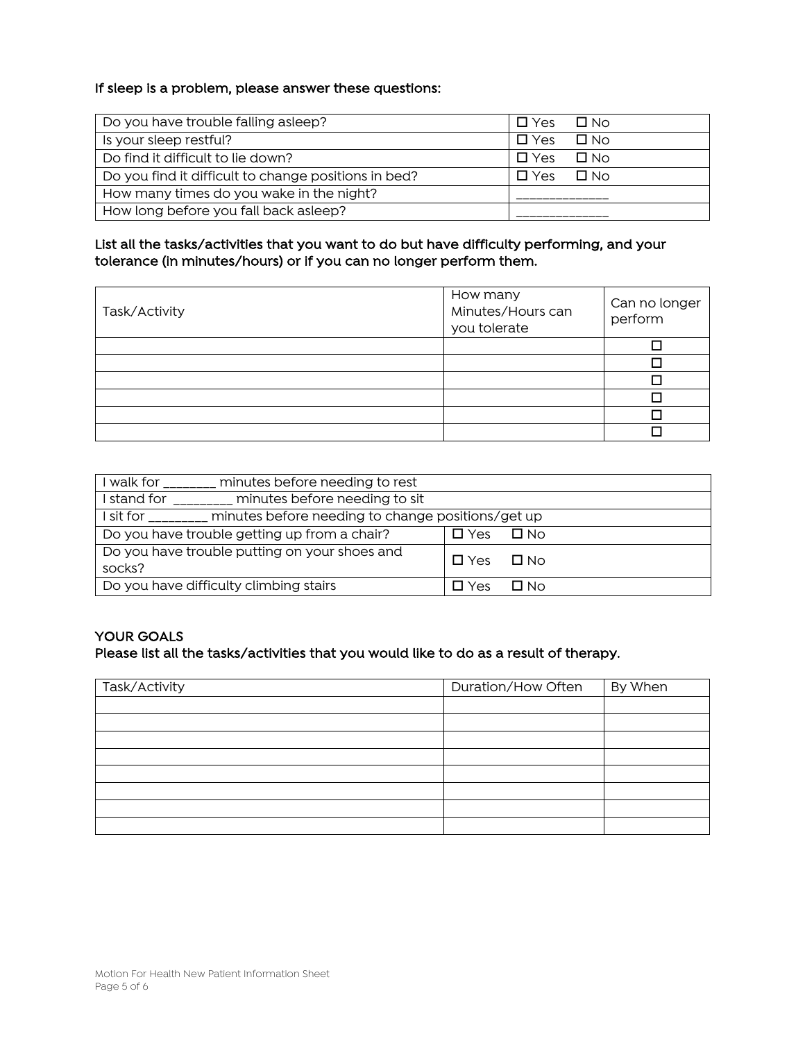**If sleep is a problem, please answer these questions:**

| | |
|---|---|
| Do you have trouble falling asleep? | ☐ Yes ☐ No |
| Is your sleep restful? | ☐ Yes ☐ No |
| Do find it difficult to lie down? | ☐ Yes ☐ No |
| Do you find it difficult to change positions in bed? | ☐ Yes ☐ No |
| How many times do you wake in the night? | ____________ |
| How long before you fall back asleep? | ____________ |

**List all the tasks/activities that you want to do but have difficulty performing, and your tolerance (in minutes/hours) or if you can no longer perform them.**

| Task/Activity | How many Minutes/Hours can you tolerate | Can no longer perform |
|---|---|---|
| | | ☐ |
| | | ☐ |
| | | ☐ |
| | | ☐ |
| | | ☐ |
| | | ☐ |

| | |
|---|---|
| I walk for _______ minutes before needing to rest | |
| I stand for ________ minutes before needing to sit | |
| I sit for ________ minutes before needing to change positions/get up | |
| Do you have trouble getting up from a chair? | ☐ Yes ☐ No |
| Do you have trouble putting on your shoes and socks? | ☐ Yes ☐ No |
| Do you have difficulty climbing stairs | ☐ Yes ☐ No |

**YOUR GOALS**

**Please list all the tasks/activities that you would like to do as a result of therapy.**

| Task/Activity | Duration/How Often | By When |
|---|---|---|
| | | |
| | | |
| | | |
| | | |
| | | |
| | | |
| | | |
| | | |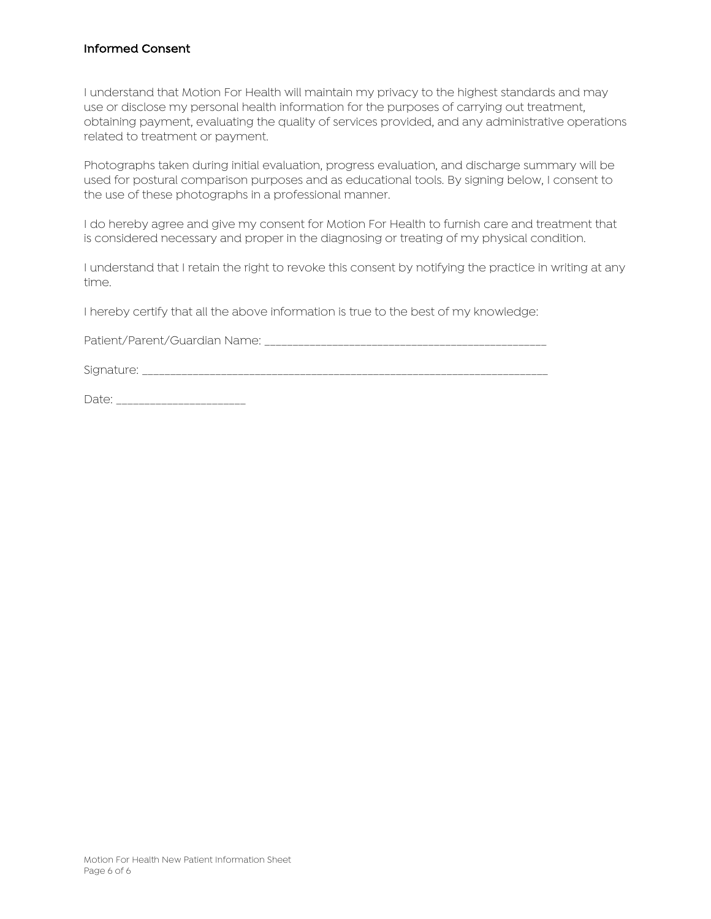## Informed Consent

I understand that Motion For Health will maintain my privacy to the highest standards and may use or disclose my personal health information for the purposes of carrying out treatment, obtaining payment, evaluating the quality of services provided, and any administrative operations related to treatment or payment.

Photographs taken during initial evaluation, progress evaluation, and discharge summary will be used for postural comparison purposes and as educational tools. By signing below, I consent to the use of these photographs in a professional manner.

I do hereby agree and give my consent for Motion For Health to furnish care and treatment that is considered necessary and proper in the diagnosing or treating of my physical condition.

I understand that I retain the right to revoke this consent by notifying the practice in writing at any time.

I hereby certify that all the above information is true to the best of my knowledge:

Patient/Parent/Guardian Name: ______________________________________________

Signature: __________________________________________________________________

Date: ____________________